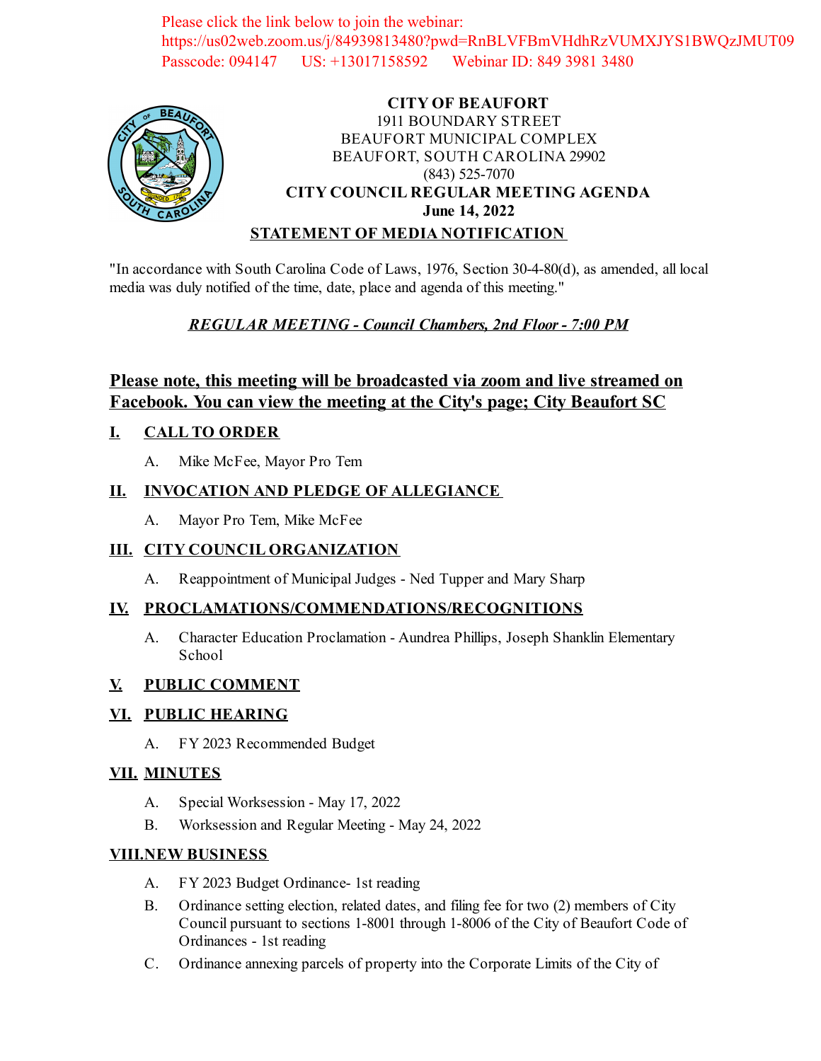Please click the link below to join the webinar:
https://us02web.zoom.us/j/84939813480?pwd=RnBLVFBmVHdhRzVUMXJYS1BWQzJMUT09
Passcode: 094147 US: +13017158592 Webinar ID: 849 3981 3480

**CITY OF BEAUFORT**
1911 BOUNDARY STREET
BEAUFORT MUNICIPAL COMPLEX
BEAUFORT, SOUTH CAROLINA 29902
(843) 525-7070
**CITY COUNCIL REGULAR MEETING AGENDA**
**June 14, 2022**

**STATEMENT OF MEDIA NOTIFICATION**

"In accordance with South Carolina Code of Laws, 1976, Section 30-4-80(d), as amended, all local media was duly notified of the time, date, place and agenda of this meeting."

***REGULAR MEETING - Council Chambers, 2nd Floor - 7:00 PM***

## Please note, this meeting will be broadcasted via zoom and live streamed on Facebook. You can view the meeting at the City's page; City Beaufort SC

### I. CALL TO ORDER

A. Mike McFee, Mayor Pro Tem

### II. INVOCATION AND PLEDGE OF ALLEGIANCE

A. Mayor Pro Tem, Mike McFee

### III. CITY COUNCIL ORGANIZATION

A. Reappointment of Municipal Judges - Ned Tupper and Mary Sharp

### IV. PROCLAMATIONS/COMMENDATIONS/RECOGNITIONS

A. Character Education Proclamation - Aundrea Phillips, Joseph Shanklin Elementary School

### V. PUBLIC COMMENT

### VI. PUBLIC HEARING

A. FY 2023 Recommended Budget

### VII. MINUTES

A. Special Worksession - May 17, 2022

B. Worksession and Regular Meeting - May 24, 2022

### VIII. NEW BUSINESS

A. FY 2023 Budget Ordinance- 1st reading

B. Ordinance setting election, related dates, and filing fee for two (2) members of City Council pursuant to sections 1-8001 through 1-8006 of the City of Beaufort Code of Ordinances - 1st reading

C. Ordinance annexing parcels of property into the Corporate Limits of the City of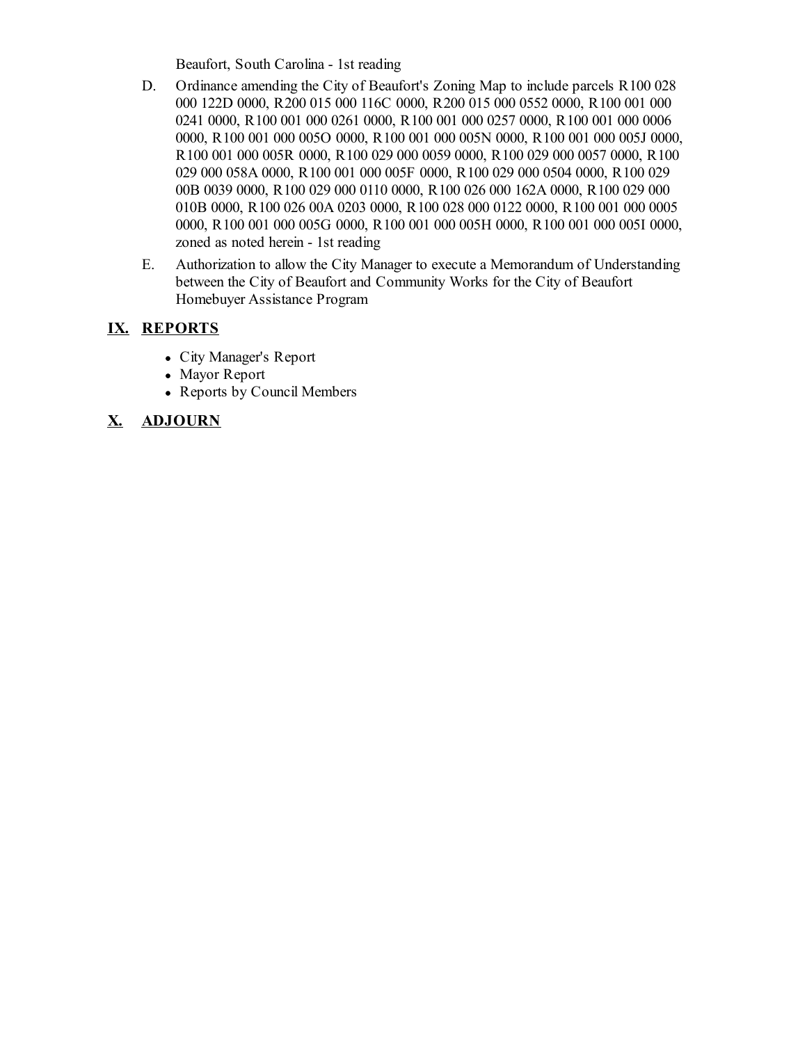Beaufort, South Carolina - 1st reading

D. Ordinance amending the City of Beaufort's Zoning Map to include parcels R100 028 000 122D 0000, R200 015 000 116C 0000, R200 015 000 0552 0000, R100 001 000 0241 0000, R100 001 000 0261 0000, R100 001 000 0257 0000, R100 001 000 0006 0000, R100 001 000 005O 0000, R100 001 000 005N 0000, R100 001 000 005J 0000, R100 001 000 005R 0000, R100 029 000 0059 0000, R100 029 000 0057 0000, R100 029 000 058A 0000, R100 001 000 005F 0000, R100 029 000 0504 0000, R100 029 00B 0039 0000, R100 029 000 0110 0000, R100 026 000 162A 0000, R100 029 000 010B 0000, R100 026 00A 0203 0000, R100 028 000 0122 0000, R100 001 000 0005 0000, R100 001 000 005G 0000, R100 001 000 005H 0000, R100 001 000 005I 0000, zoned as noted herein - 1st reading

E. Authorization to allow the City Manager to execute a Memorandum of Understanding between the City of Beaufort and Community Works for the City of Beaufort Homebuyer Assistance Program

## IX. REPORTS

- City Manager's Report
- Mayor Report
- Reports by Council Members

## X. ADJOURN